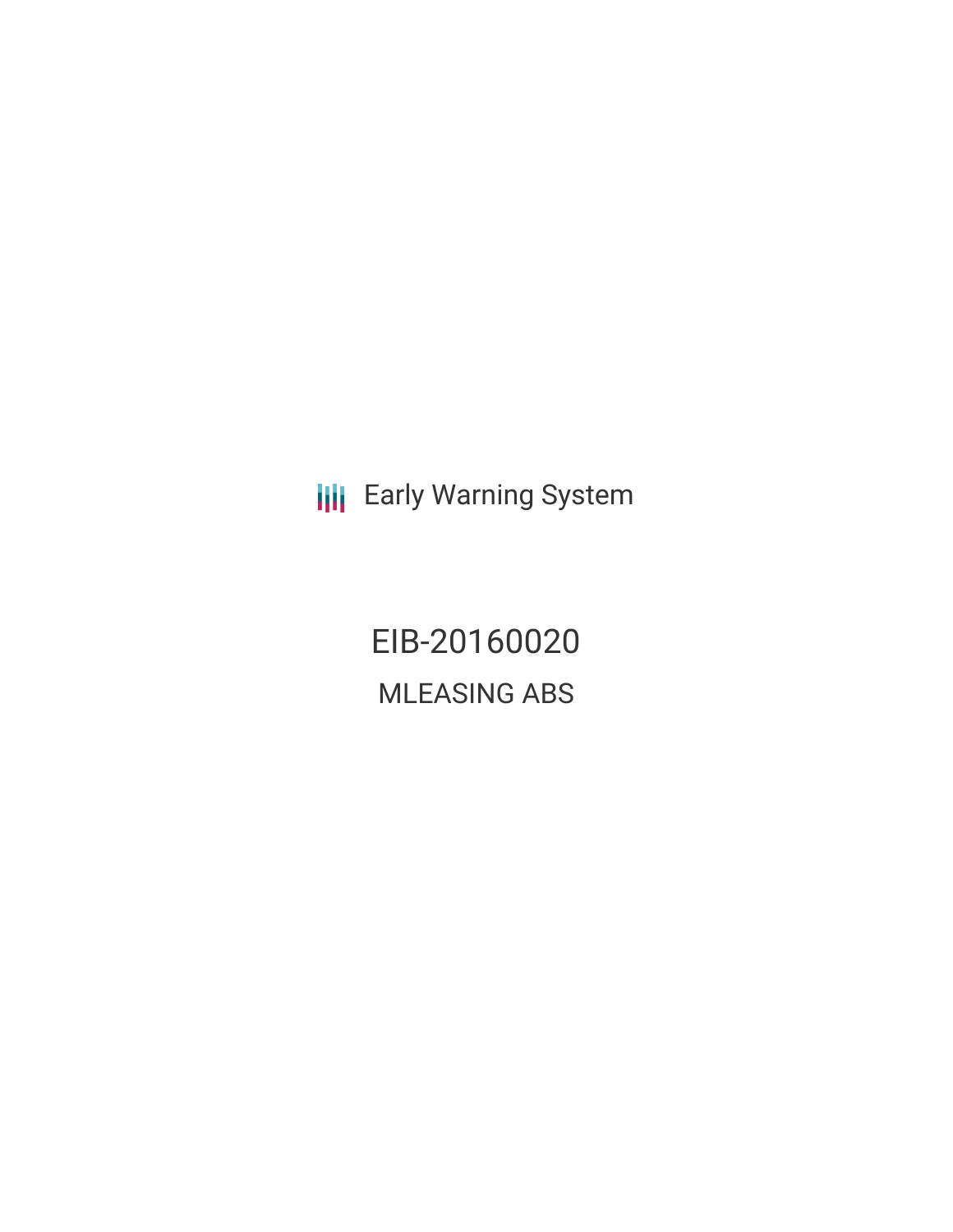Early Warning System

# EIB-20160020

## MLEASING ABS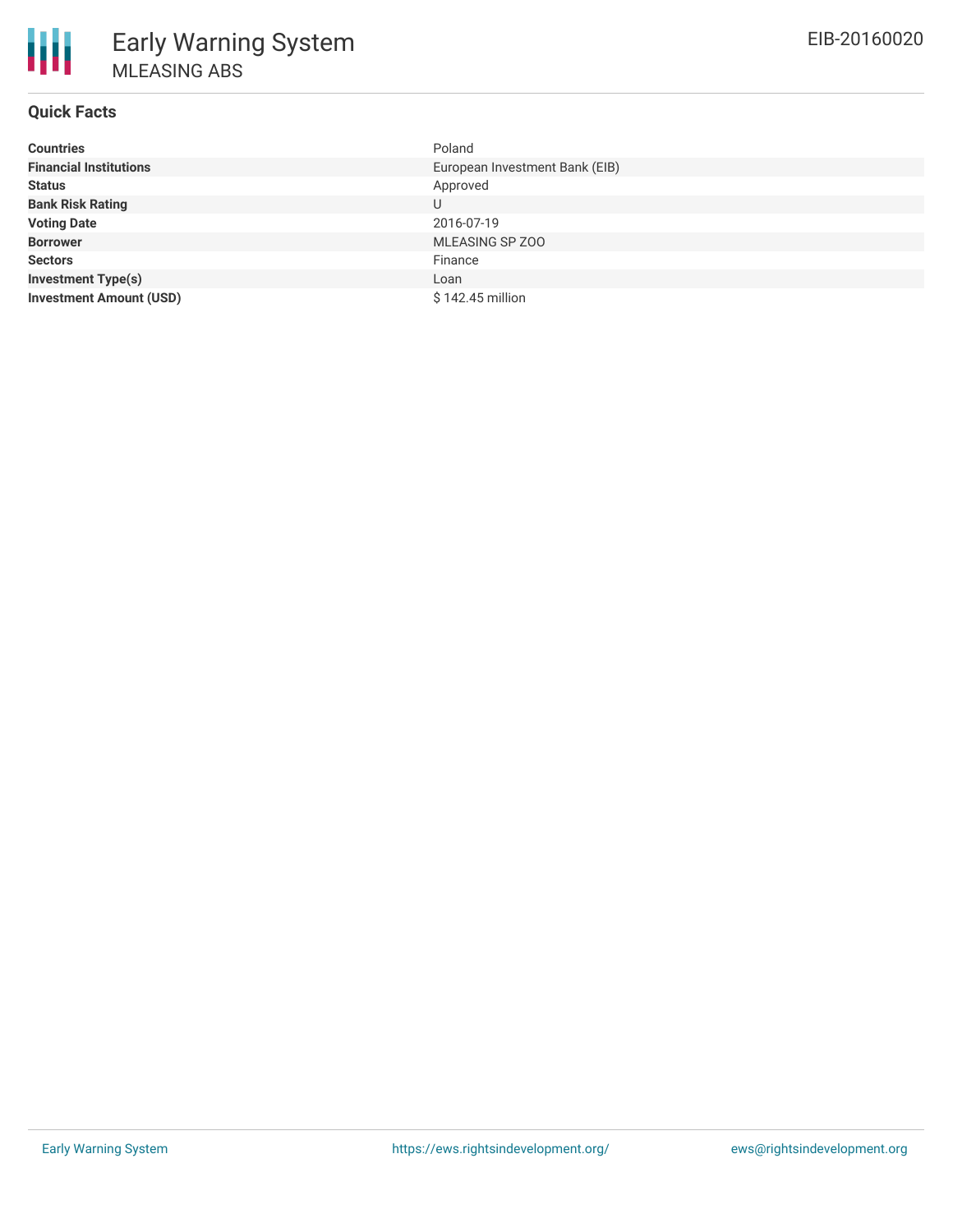# Early Warning System

## MLEASING ABS

EIB-20160020

### Quick Facts

| | |
|---|---|
| **Countries** | Poland |
| **Financial Institutions** | European Investment Bank (EIB) |
| **Status** | Approved |
| **Bank Risk Rating** | U |
| **Voting Date** | 2016-07-19 |
| **Borrower** | MLEASING SP ZOO |
| **Sectors** | Finance |
| **Investment Type(s)** | Loan |
| **Investment Amount (USD)** | $ 142.45 million |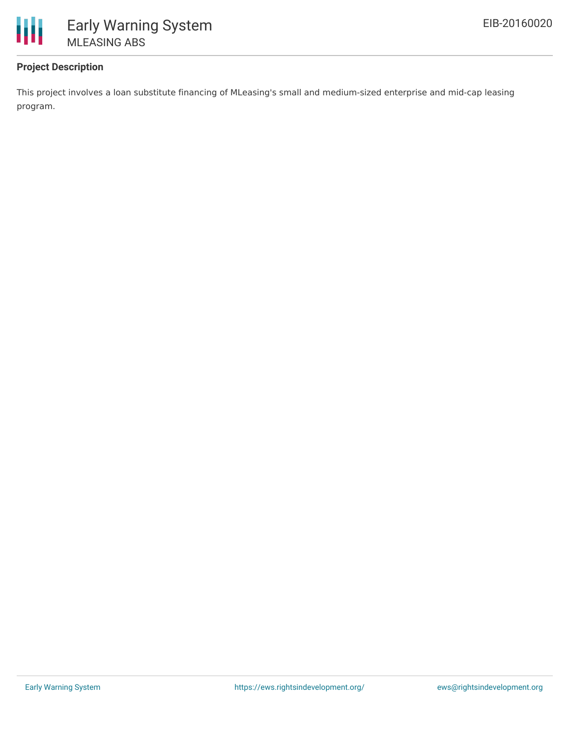**Project Description**

This project involves a loan substitute financing of MLeasing's small and medium-sized enterprise and mid-cap leasing program.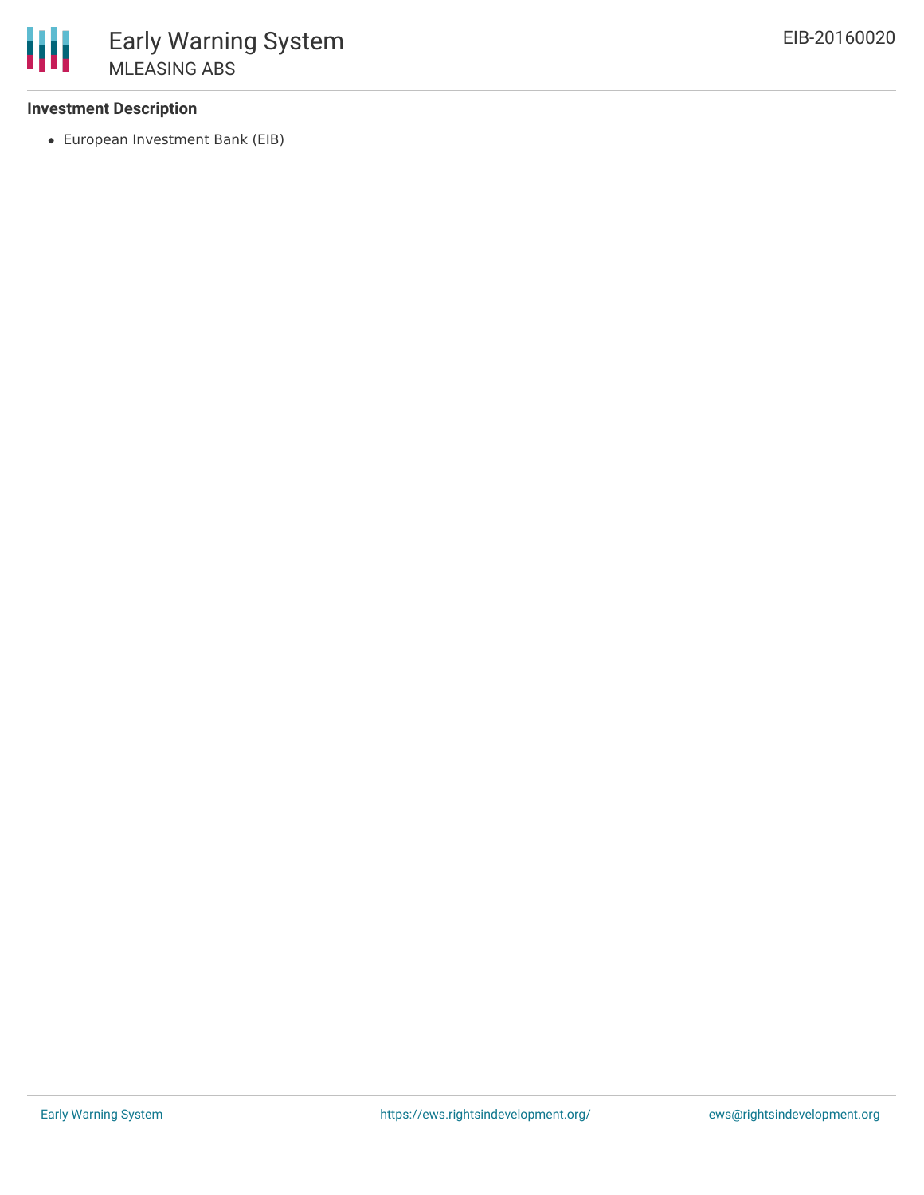### Investment Description

- European Investment Bank (EIB)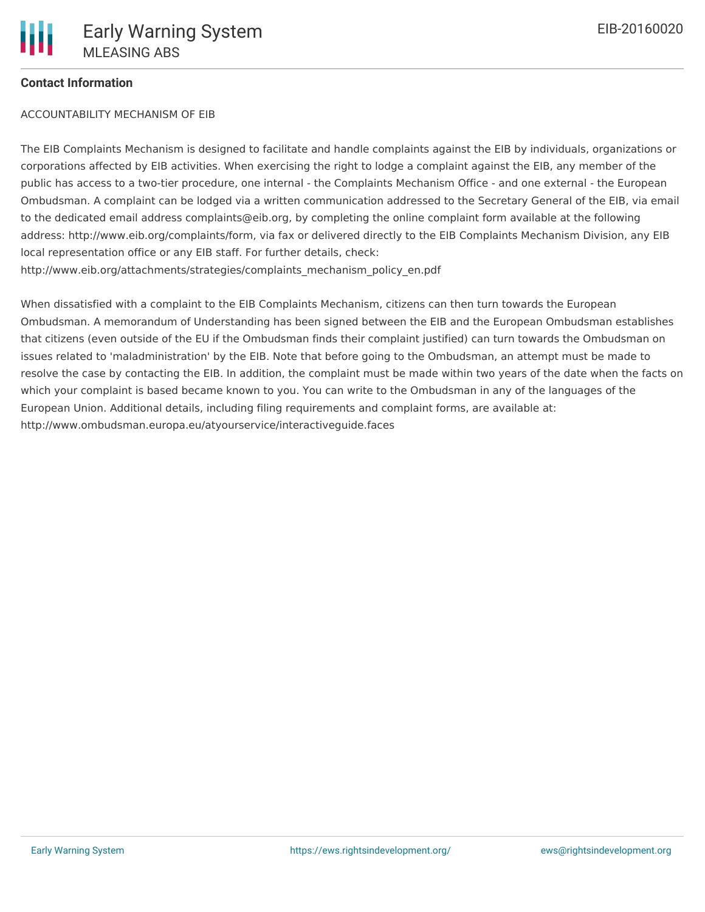## Contact Information

ACCOUNTABILITY MECHANISM OF EIB

The EIB Complaints Mechanism is designed to facilitate and handle complaints against the EIB by individuals, organizations or corporations affected by EIB activities. When exercising the right to lodge a complaint against the EIB, any member of the public has access to a two-tier procedure, one internal - the Complaints Mechanism Office - and one external - the European Ombudsman. A complaint can be lodged via a written communication addressed to the Secretary General of the EIB, via email to the dedicated email address complaints@eib.org, by completing the online complaint form available at the following address: http://www.eib.org/complaints/form, via fax or delivered directly to the EIB Complaints Mechanism Division, any EIB local representation office or any EIB staff. For further details, check: http://www.eib.org/attachments/strategies/complaints_mechanism_policy_en.pdf

When dissatisfied with a complaint to the EIB Complaints Mechanism, citizens can then turn towards the European Ombudsman. A memorandum of Understanding has been signed between the EIB and the European Ombudsman establishes that citizens (even outside of the EU if the Ombudsman finds their complaint justified) can turn towards the Ombudsman on issues related to 'maladministration' by the EIB. Note that before going to the Ombudsman, an attempt must be made to resolve the case by contacting the EIB. In addition, the complaint must be made within two years of the date when the facts on which your complaint is based became known to you. You can write to the Ombudsman in any of the languages of the European Union. Additional details, including filing requirements and complaint forms, are available at: http://www.ombudsman.europa.eu/atyourservice/interactiveguide.faces